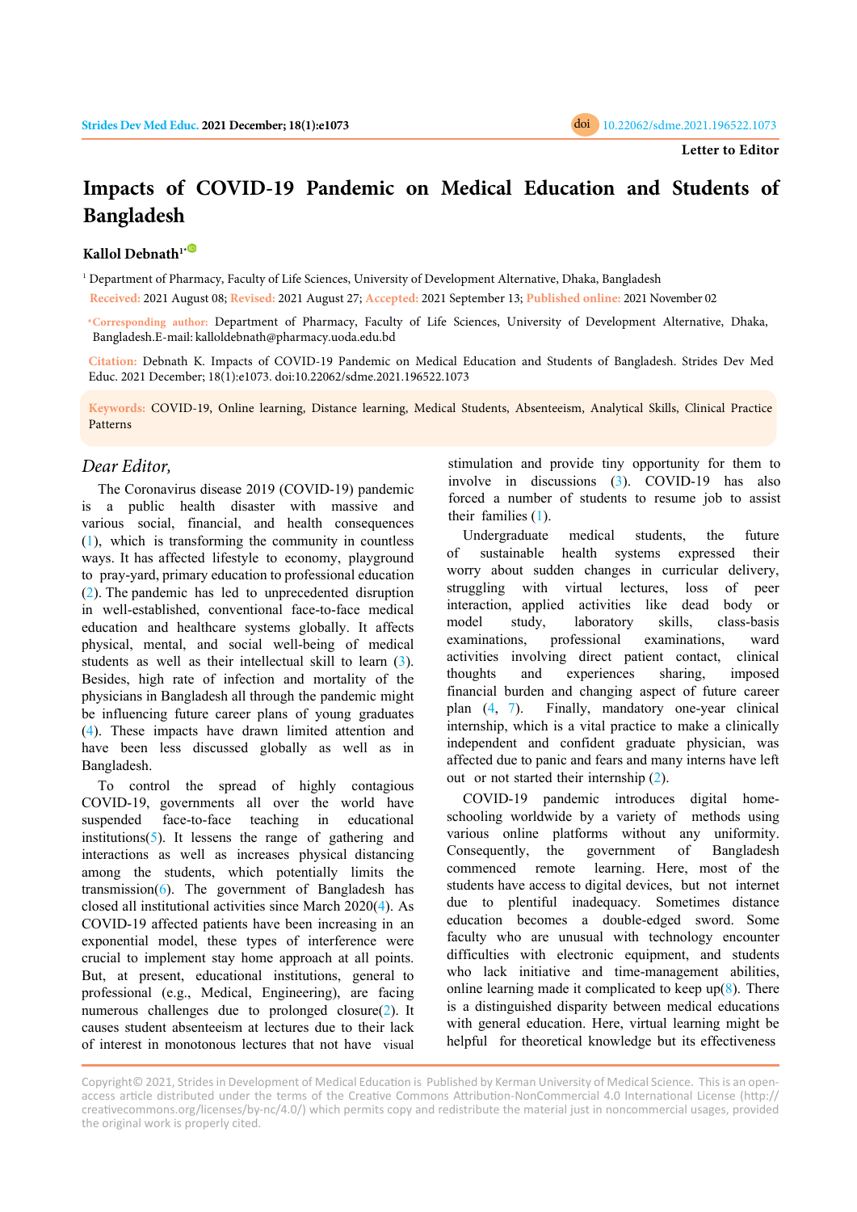Letter to Editor

# Impacts of COVID-19 Pandemic on Medical Education and Students of Bangladesh

**Kallol Debnath**[1*]

[1] Department of Pharmacy, Faculty of Life Sciences, University of Development Alternative, Dhaka, Bangladesh

**Received:** 2021 August 08; **Revised:** 2021 August 27; **Accepted:** 2021 September 13; **Published online:** 2021 November 02

***Corresponding author:** Department of Pharmacy, Faculty of Life Sciences, University of Development Alternative, Dhaka, Bangladesh.E-mail: kalloldebnath@pharmacy.uoda.edu.bd

**Citation:** Debnath K. Impacts of COVID-19 Pandemic on Medical Education and Students of Bangladesh. Strides Dev Med Educ. 2021 December; 18(1):e1073. doi:10.22062/sdme.2021.196522.1073

**Keywords:** COVID-19, Online learning, Distance learning, Medical Students, Absenteeism, Analytical Skills, Clinical Practice Patterns

*Dear Editor,*

The Coronavirus disease 2019 (COVID-19) pandemic is a public health disaster with massive and various social, financial, and health consequences (1), which is transforming the community in countless ways. It has affected lifestyle to economy, playground to pray-yard, primary education to professional education (2). The pandemic has led to unprecedented disruption in well-established, conventional face-to-face medical education and healthcare systems globally. It affects physical, mental, and social well-being of medical students as well as their intellectual skill to learn (3). Besides, high rate of infection and mortality of the physicians in Bangladesh all through the pandemic might be influencing future career plans of young graduates (4). These impacts have drawn limited attention and have been less discussed globally as well as in Bangladesh.

To control the spread of highly contagious COVID-19, governments all over the world have suspended face-to-face teaching in educational institutions(5). It lessens the range of gathering and interactions as well as increases physical distancing among the students, which potentially limits the transmission(6). The government of Bangladesh has closed all institutional activities since March 2020(4). As COVID-19 affected patients have been increasing in an exponential model, these types of interference were crucial to implement stay home approach at all points. But, at present, educational institutions, general to professional (e.g., Medical, Engineering), are facing numerous challenges due to prolonged closure(2). It causes student absenteeism at lectures due to their lack of interest in monotonous lectures that not have visual stimulation and provide tiny opportunity for them to involve in discussions (3). COVID-19 has also forced a number of students to resume job to assist their families (1).

Undergraduate medical students, the future of sustainable health systems expressed their worry about sudden changes in curricular delivery, struggling with virtual lectures, loss of peer interaction, applied activities like dead body or model study, laboratory skills, class-basis examinations, professional examinations, ward activities involving direct patient contact, clinical thoughts and experiences sharing, imposed financial burden and changing aspect of future career plan (4, 7). Finally, mandatory one-year clinical internship, which is a vital practice to make a clinically independent and confident graduate physician, was affected due to panic and fears and many interns have left out or not started their internship (2).

COVID-19 pandemic introduces digital home-schooling worldwide by a variety of methods using various online platforms without any uniformity. Consequently, the government of Bangladesh commenced remote learning. Here, most of the students have access to digital devices, but not internet due to plentiful inadequacy. Sometimes distance education becomes a double-edged sword. Some faculty who are unusual with technology encounter difficulties with electronic equipment, and students who lack initiative and time-management abilities, online learning made it complicated to keep up(8). There is a distinguished disparity between medical educations with general education. Here, virtual learning might be helpful for theoretical knowledge but its effectiveness

Copyright© 2021, Strides in Development of Medical Education is Published by Kerman University of Medical Science. This is an open-access article distributed under the terms of the Creative Commons Attribution-NonCommercial 4.0 International License (http://creativecommons.org/licenses/by-nc/4.0/) which permits copy and redistribute the material just in noncommercial usages, provided the original work is properly cited.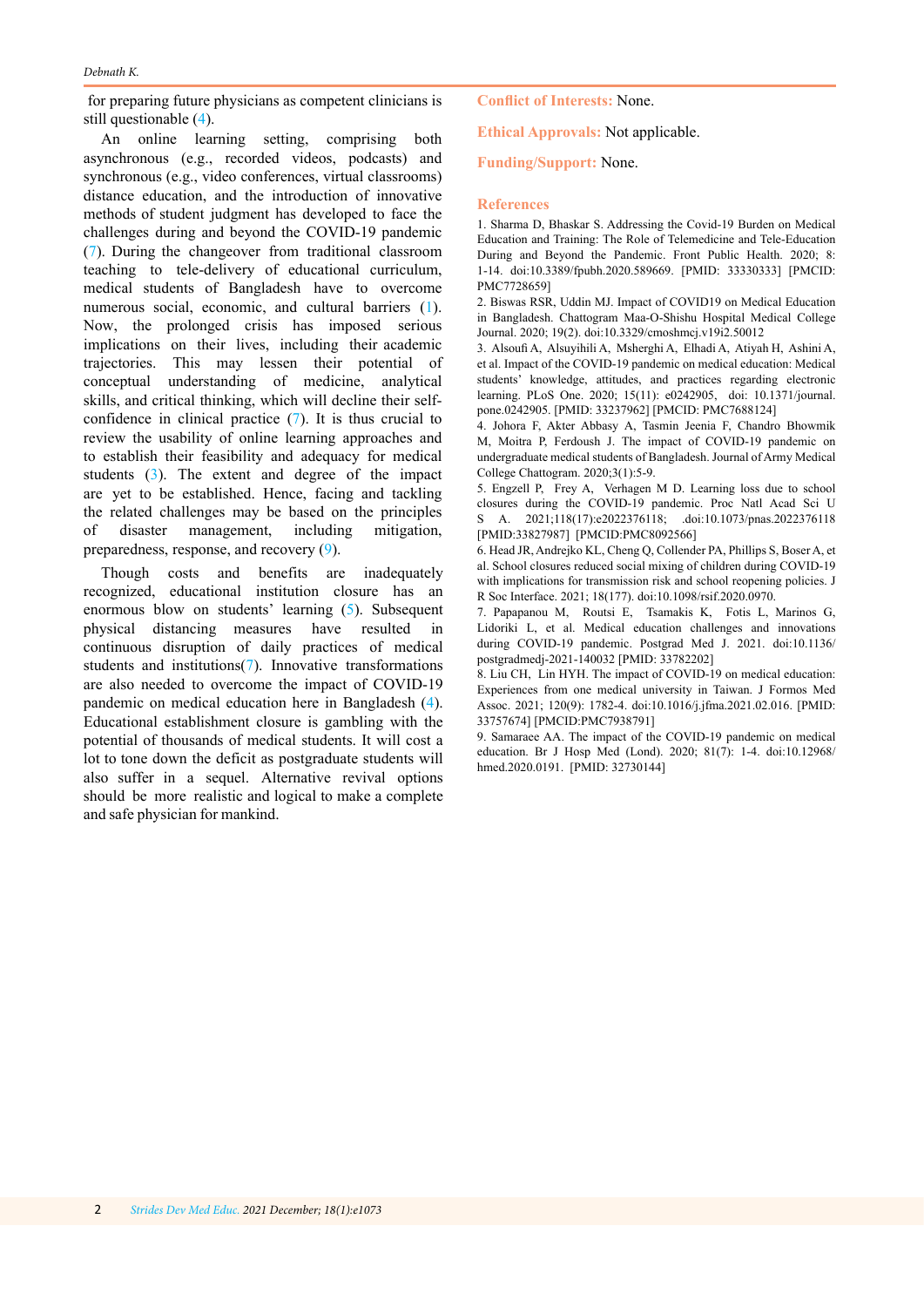for preparing future physicians as competent clinicians is still questionable (4).

An online learning setting, comprising both asynchronous (e.g., recorded videos, podcasts) and synchronous (e.g., video conferences, virtual classrooms) distance education, and the introduction of innovative methods of student judgment has developed to face the challenges during and beyond the COVID-19 pandemic (7). During the changeover from traditional classroom teaching to tele-delivery of educational curriculum, medical students of Bangladesh have to overcome numerous social, economic, and cultural barriers (1). Now, the prolonged crisis has imposed serious implications on their lives, including their academic trajectories. This may lessen their potential of conceptual understanding of medicine, analytical skills, and critical thinking, which will decline their self-confidence in clinical practice (7). It is thus crucial to review the usability of online learning approaches and to establish their feasibility and adequacy for medical students (3). The extent and degree of the impact are yet to be established. Hence, facing and tackling the related challenges may be based on the principles of disaster management, including mitigation, preparedness, response, and recovery (9).

Though costs and benefits are inadequately recognized, educational institution closure has an enormous blow on students' learning (5). Subsequent physical distancing measures have resulted in continuous disruption of daily practices of medical students and institutions(7). Innovative transformations are also needed to overcome the impact of COVID-19 pandemic on medical education here in Bangladesh (4). Educational establishment closure is gambling with the potential of thousands of medical students. It will cost a lot to tone down the deficit as postgraduate students will also suffer in a sequel. Alternative revival options should be more realistic and logical to make a complete and safe physician for mankind.

**Conflict of Interests:** None.

**Ethical Approvals:** Not applicable.

**Funding/Support:** None.

## References

1. Sharma D, Bhaskar S. Addressing the Covid-19 Burden on Medical Education and Training: The Role of Telemedicine and Tele-Education During and Beyond the Pandemic. Front Public Health. 2020; 8: 1-14. doi:10.3389/fpubh.2020.589669. [PMID: 33330333] [PMCID: PMC7728659]
2. Biswas RSR, Uddin MJ. Impact of COVID19 on Medical Education in Bangladesh. Chattogram Maa-O-Shishu Hospital Medical College Journal. 2020; 19(2). doi:10.3329/cmoshmcj.v19i2.50012
3. Alsoufi A, Alsuyihili A, Msherghi A, Elhadi A, Atiyah H, Ashini A, et al. Impact of the COVID-19 pandemic on medical education: Medical students' knowledge, attitudes, and practices regarding electronic learning. PLoS One. 2020; 15(11): e0242905, doi: 10.1371/journal.pone.0242905. [PMID: 33237962] [PMCID: PMC7688124]
4. Johora F, Akter Abbasy A, Tasmin Jeenia F, Chandro Bhowmik M, Moitra P, Ferdoush J. The impact of COVID-19 pandemic on undergraduate medical students of Bangladesh. Journal of Army Medical College Chattogram. 2020;3(1):5-9.
5. Engzell P, Frey A, Verhagen M D. Learning loss due to school closures during the COVID-19 pandemic. Proc Natl Acad Sci U S A. 2021;118(17):e2022376118; .doi:10.1073/pnas.2022376118 [PMID:33827987] [PMCID:PMC8092566]
6. Head JR, Andrejko KL, Cheng Q, Collender PA, Phillips S, Boser A, et al. School closures reduced social mixing of children during COVID-19 with implications for transmission risk and school reopening policies. J R Soc Interface. 2021; 18(177). doi:10.1098/rsif.2020.0970.
7. Papapanou M, Routsi E, Tsamakis K, Fotis L, Marinos G, Lidoriki L, et al. Medical education challenges and innovations during COVID-19 pandemic. Postgrad Med J. 2021. doi:10.1136/postgradmedj-2021-140032 [PMID: 33782202]
8. Liu CH, Lin HYH. The impact of COVID-19 on medical education: Experiences from one medical university in Taiwan. J Formos Med Assoc. 2021; 120(9): 1782-4. doi:10.1016/j.jfma.2021.02.016. [PMID: 33757674] [PMCID:PMC7938791]
9. Samaraee AA. The impact of the COVID-19 pandemic on medical education. Br J Hosp Med (Lond). 2020; 81(7): 1-4. doi:10.12968/hmed.2020.0191. [PMID: 32730144]